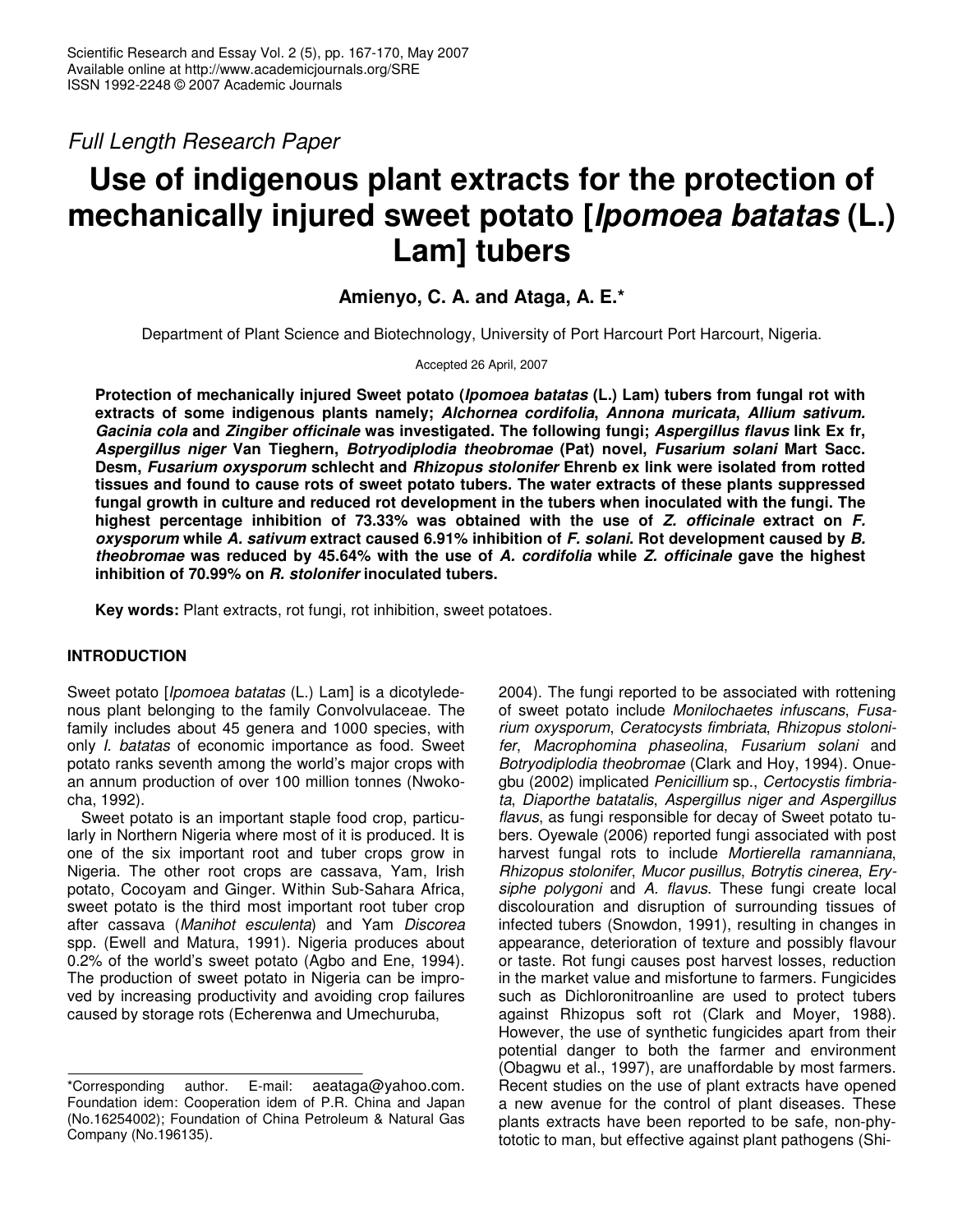*Full Length Research Paper*

# Use of indigenous plant extracts for the protection of mechanically injured sweet potato [*Ipomoea batatas* (L.) Lam] tubers

**Amienyo, C. A. and Ataga, A. E.***

Department of Plant Science and Biotechnology, University of Port Harcourt Port Harcourt, Nigeria.

Accepted 26 April, 2007

**Protection of mechanically injured Sweet potato (*Ipomoea batatas* (L.) Lam) tubers from fungal rot with extracts of some indigenous plants namely; *Alchornea cordifolia*, *Annona muricata*, *Allium sativum. Gacinia cola* and *Zingiber officinale* was investigated. The following fungi; *Aspergillus flavus* link Ex fr, *Aspergillus niger* Van Tieghern, *Botryodiplodia theobromae* (Pat) novel, *Fusarium solani* Mart Sacc. Desm, *Fusarium oxysporum* schlecht and *Rhizopus stolonifer* Ehrenb ex link were isolated from rotted tissues and found to cause rots of sweet potato tubers. The water extracts of these plants suppressed fungal growth in culture and reduced rot development in the tubers when inoculated with the fungi. The highest percentage inhibition of 73.33% was obtained with the use of *Z. officinale* extract on *F. oxysporum* while *A. sativum* extract caused 6.91% inhibition of *F. solani*. Rot development caused by *B. theobromae* was reduced by 45.64% with the use of *A. cordifolia* while *Z. officinale* gave the highest inhibition of 70.99% on *R. stolonifer* inoculated tubers.**

**Key words:** Plant extracts, rot fungi, rot inhibition, sweet potatoes.

## INTRODUCTION

Sweet potato [*Ipomoea batatas* (L.) Lam] is a dicotyledenous plant belonging to the family Convolvulaceae. The family includes about 45 genera and 1000 species, with only *I. batatas* of economic importance as food. Sweet potato ranks seventh among the world's major crops with an annum production of over 100 million tonnes (Nwokocha, 1992).

Sweet potato is an important staple food crop, particularly in Northern Nigeria where most of it is produced. It is one of the six important root and tuber crops grow in Nigeria. The other root crops are cassava, Yam, Irish potato, Cocoyam and Ginger. Within Sub-Sahara Africa, sweet potato is the third most important root tuber crop after cassava (*Manihot esculenta*) and Yam *Discorea* spp. (Ewell and Matura, 1991). Nigeria produces about 0.2% of the world's sweet potato (Agbo and Ene, 1994). The production of sweet potato in Nigeria can be improved by increasing productivity and avoiding crop failures caused by storage rots (Echerenwa and Umechuruba, 2004). The fungi reported to be associated with rottening of sweet potato include *Monilochaetes infuscans*, *Fusarium oxysporum*, *Ceratocysts fimbriata*, *Rhizopus stolonifer*, *Macrophomina phaseolina*, *Fusarium solani* and *Botryodiplodia theobromae* (Clark and Hoy, 1994). Onuegbu (2002) implicated *Penicillium* sp., *Certocystis fimbriata*, *Diaporthe batatalis*, *Aspergillus niger and Aspergillus flavus*, as fungi responsible for decay of Sweet potato tubers. Oyewale (2006) reported fungi associated with post harvest fungal rots to include *Mortierella ramanniana*, *Rhizopus stolonifer*, *Mucor pusillus*, *Botrytis cinerea*, *Erysiphe polygoni* and *A. flavus*. These fungi create local discolouration and disruption of surrounding tissues of infected tubers (Snowdon, 1991), resulting in changes in appearance, deterioration of texture and possibly flavour or taste. Rot fungi causes post harvest losses, reduction in the market value and misfortune to farmers. Fungicides such as Dichloronitroanline are used to protect tubers against Rhizopus soft rot (Clark and Moyer, 1988). However, the use of synthetic fungicides apart from their potential danger to both the farmer and environment (Obagwu et al., 1997), are unaffordable by most farmers. Recent studies on the use of plant extracts have opened a new avenue for the control of plant diseases. These plants extracts have been reported to be safe, non-phytototic to man, but effective against plant pathogens (Shi-

---

*Corresponding author. E-mail: aeataga@yahoo.com. Foundation idem: Cooperation idem of P.R. China and Japan (No.16254002); Foundation of China Petroleum & Natural Gas Company (No.196135).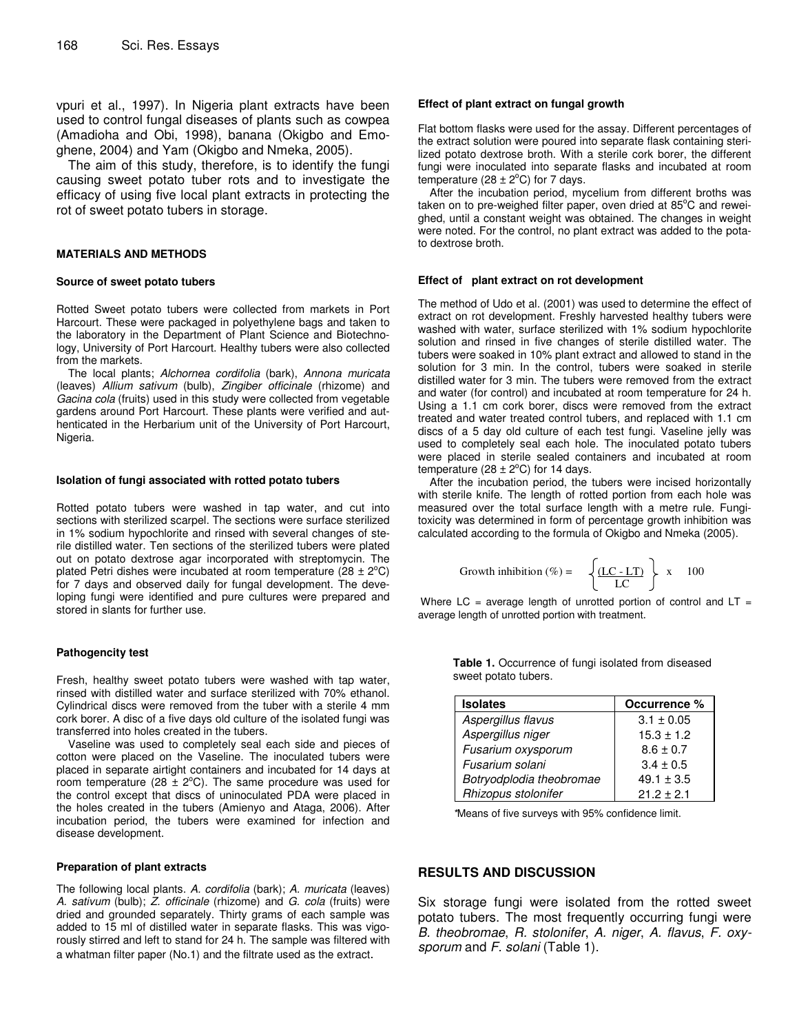vpuri et al., 1997). In Nigeria plant extracts have been used to control fungal diseases of plants such as cowpea (Amadioha and Obi, 1998), banana (Okigbo and Emoghene, 2004) and Yam (Okigbo and Nmeka, 2005).

The aim of this study, therefore, is to identify the fungi causing sweet potato tuber rots and to investigate the efficacy of using five local plant extracts in protecting the rot of sweet potato tubers in storage.

## MATERIALS AND METHODS

### Source of sweet potato tubers

Rotted Sweet potato tubers were collected from markets in Port Harcourt. These were packaged in polyethylene bags and taken to the laboratory in the Department of Plant Science and Biotechnology, University of Port Harcourt. Healthy tubers were also collected from the markets.

The local plants; *Alchornea cordifolia* (bark), *Annona muricata* (leaves) *Allium sativum* (bulb), *Zingiber officinale* (rhizome) and *Gacina cola* (fruits) used in this study were collected from vegetable gardens around Port Harcourt. These plants were verified and authenticated in the Herbarium unit of the University of Port Harcourt, Nigeria.

### Isolation of fungi associated with rotted potato tubers

Rotted potato tubers were washed in tap water, and cut into sections with sterilized scarpel. The sections were surface sterilized in 1% sodium hypochlorite and rinsed with several changes of sterile distilled water. Ten sections of the sterilized tubers were plated out on potato dextrose agar incorporated with streptomycin. The plated Petri dishes were incubated at room temperature (28 ± 2°C) for 7 days and observed daily for fungal development. The developing fungi were identified and pure cultures were prepared and stored in slants for further use.

### Pathogencity test

Fresh, healthy sweet potato tubers were washed with tap water, rinsed with distilled water and surface sterilized with 70% ethanol. Cylindrical discs were removed from the tuber with a sterile 4 mm cork borer. A disc of a five days old culture of the isolated fungi was transferred into holes created in the tubers.

Vaseline was used to completely seal each side and pieces of cotton were placed on the Vaseline. The inoculated tubers were placed in separate airtight containers and incubated for 14 days at room temperature (28 ± 2°C). The same procedure was used for the control except that discs of uninoculated PDA were placed in the holes created in the tubers (Amienyo and Ataga, 2006). After incubation period, the tubers were examined for infection and disease development.

### Preparation of plant extracts

The following local plants. *A. cordifolia* (bark); *A. muricata* (leaves) *A. sativum* (bulb); *Z. officinale* (rhizome) and *G. cola* (fruits) were dried and grounded separately. Thirty grams of each sample was added to 15 ml of distilled water in separate flasks. This was vigorously stirred and left to stand for 24 h. The sample was filtered with a whatman filter paper (No.1) and the filtrate used as the extract.

### Effect of plant extract on fungal growth

Flat bottom flasks were used for the assay. Different percentages of the extract solution were poured into separate flask containing sterilized potato dextrose broth. With a sterile cork borer, the different fungi were inoculated into separate flasks and incubated at room temperature (28 ± 2°C) for 7 days.

After the incubation period, mycelium from different broths was taken on to pre-weighed filter paper, oven dried at 85°C and reweighed, until a constant weight was obtained. The changes in weight were noted. For the control, no plant extract was added to the potato dextrose broth.

### Effect of plant extract on rot development

The method of Udo et al. (2001) was used to determine the effect of extract on rot development. Freshly harvested healthy tubers were washed with water, surface sterilized with 1% sodium hypochlorite solution and rinsed in five changes of sterile distilled water. The tubers were soaked in 10% plant extract and allowed to stand in the solution for 3 min. In the control, tubers were soaked in sterile distilled water for 3 min. The tubers were removed from the extract and water (for control) and incubated at room temperature for 24 h. Using a 1.1 cm cork borer, discs were removed from the extract treated and water treated control tubers, and replaced with 1.1 cm discs of a 5 day old culture of each test fungi. Vaseline jelly was used to completely seal each hole. The inoculated potato tubers were placed in sterile sealed containers and incubated at room temperature (28 ± 2°C) for 14 days.

After the incubation period, the tubers were incised horizontally with sterile knife. The length of rotted portion from each hole was measured over the total surface length with a metre rule. Fungitoxicity was determined in form of percentage growth inhibition was calculated according to the formula of Okigbo and Nmeka (2005).

$$\text{Growth inhibition (\%)} = \left\{ \frac{LC - LT}{LC} \right\} \times 100$$

Where LC = average length of unrotted portion of control and LT = average length of unrotted portion with treatment.

**Table 1.** Occurrence of fungi isolated from diseased sweet potato tubers.

| Isolates | Occurrence % |
|---|---|
| *Aspergillus flavus* | 3.1 ± 0.05 |
| *Aspergillus niger* | 15.3 ± 1.2 |
| *Fusarium oxysporum* | 8.6 ± 0.7 |
| *Fusarium solani* | 3.4 ± 0.5 |
| *Botryodplodia theobromae* | 49.1 ± 3.5 |
| *Rhizopus stolonifer* | 21.2 ± 2.1 |

*Means of five surveys with 95% confidence limit.

## RESULTS AND DISCUSSION

Six storage fungi were isolated from the rotted sweet potato tubers. The most frequently occurring fungi were *B. theobromae*, *R. stolonifer*, *A. niger*, *A. flavus*, *F. oxysporum* and *F. solani* (Table 1).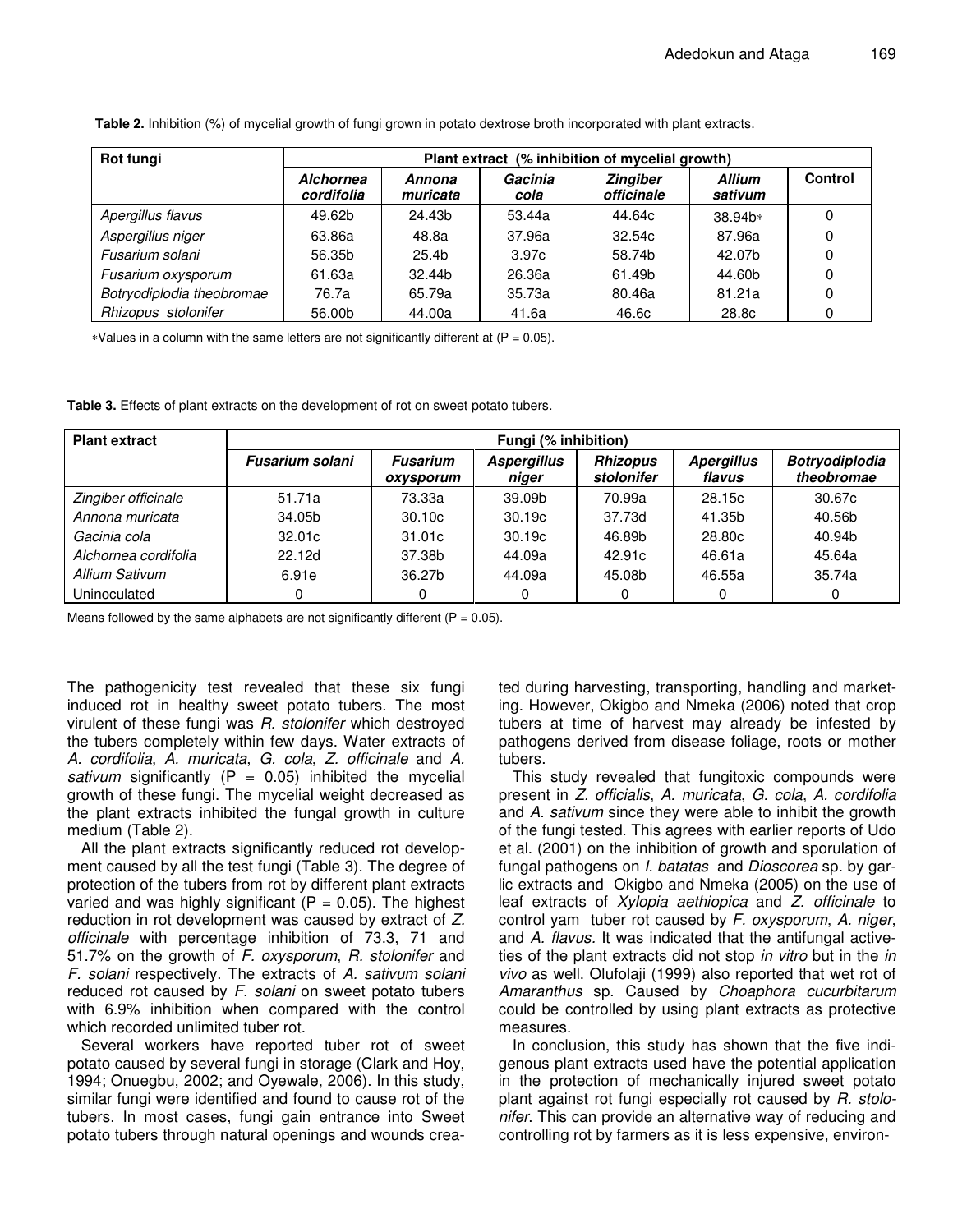**Table 2.** Inhibition (%) of mycelial growth of fungi grown in potato dextrose broth incorporated with plant extracts.

| Rot fungi | Plant extract (% inhibition of mycelial growth) | | | | | |
|---|---|---|---|---|---|---|
| | *Alchornea cordifolia* | *Annona muricata* | *Gacinia cola* | *Zingiber officinale* | *Allium sativum* | Control |
| *Apergillus flavus* | 49.62b | 24.43b | 53.44a | 44.64c | 38.94b* | 0 |
| *Aspergillus niger* | 63.86a | 48.8a | 37.96a | 32.54c | 87.96a | 0 |
| *Fusarium solani* | 56.35b | 25.4b | 3.97c | 58.74b | 42.07b | 0 |
| *Fusarium oxysporum* | 61.63a | 32.44b | 26.36a | 61.49b | 44.60b | 0 |
| *Botryodiplodia theobromae* | 76.7a | 65.79a | 35.73a | 80.46a | 81.21a | 0 |
| *Rhizopus stolonifer* | 56.00b | 44.00a | 41.6a | 46.6c | 28.8c | 0 |

*Values in a column with the same letters are not significantly different at (P = 0.05).

**Table 3.** Effects of plant extracts on the development of rot on sweet potato tubers.

| Plant extract | Fungi (% inhibition) | | | | | |
|---|---|---|---|---|---|---|
| | *Fusarium solani* | *Fusarium oxysporum* | *Aspergillus niger* | *Rhizopus stolonifer* | *Apergillus flavus* | *Botryodiplodia theobromae* |
| *Zingiber officinale* | 51.71a | 73.33a | 39.09b | 70.99a | 28.15c | 30.67c |
| *Annona muricata* | 34.05b | 30.10c | 30.19c | 37.73d | 41.35b | 40.56b |
| *Gacinia cola* | 32.01c | 31.01c | 30.19c | 46.89b | 28.80c | 40.94b |
| *Alchornea cordifolia* | 22.12d | 37.38b | 44.09a | 42.91c | 46.61a | 45.64a |
| *Allium Sativum* | 6.91e | 36.27b | 44.09a | 45.08b | 46.55a | 35.74a |
| Uninoculated | 0 | 0 | 0 | 0 | 0 | 0 |

Means followed by the same alphabets are not significantly different (P = 0.05).

The pathogenicity test revealed that these six fungi induced rot in healthy sweet potato tubers. The most virulent of these fungi was *R. stolonifer* which destroyed the tubers completely within few days. Water extracts of *A. cordifolia*, *A. muricata*, *G. cola*, *Z. officinale* and *A. sativum* significantly (P = 0.05) inhibited the mycelial growth of these fungi. The mycelial weight decreased as the plant extracts inhibited the fungal growth in culture medium (Table 2).

All the plant extracts significantly reduced rot development caused by all the test fungi (Table 3). The degree of protection of the tubers from rot by different plant extracts varied and was highly significant (P = 0.05). The highest reduction in rot development was caused by extract of *Z. officinale* with percentage inhibition of 73.3, 71 and 51.7% on the growth of *F. oxysporum*, *R. stolonifer* and *F. solani* respectively. The extracts of *A. sativum solani* reduced rot caused by *F. solani* on sweet potato tubers with 6.9% inhibition when compared with the control which recorded unlimited tuber rot.

Several workers have reported tuber rot of sweet potato caused by several fungi in storage (Clark and Hoy, 1994; Onuegbu, 2002; and Oyewale, 2006). In this study, similar fungi were identified and found to cause rot of the tubers. In most cases, fungi gain entrance into Sweet potato tubers through natural openings and wounds created during harvesting, transporting, handling and marketing. However, Okigbo and Nmeka (2006) noted that crop tubers at time of harvest may already be infested by pathogens derived from disease foliage, roots or mother tubers.

This study revealed that fungitoxic compounds were present in *Z. officialis*, *A. muricata*, *G. cola*, *A. cordifolia* and *A. sativum* since they were able to inhibit the growth of the fungi tested. This agrees with earlier reports of Udo et al. (2001) on the inhibition of growth and sporulation of fungal pathogens on *I. batatas* and *Dioscorea* sp. by garlic extracts and Okigbo and Nmeka (2005) on the use of leaf extracts of *Xylopia aethiopica* and *Z. officinale* to control yam tuber rot caused by *F. oxysporum*, *A. niger*, and *A. flavus.* It was indicated that the antifungal activeties of the plant extracts did not stop *in vitro* but in the *in vivo* as well. Olufolaji (1999) also reported that wet rot of *Amaranthus* sp. Caused by *Choaphora cucurbitarum* could be controlled by using plant extracts as protective measures.

In conclusion, this study has shown that the five indigenous plant extracts used have the potential application in the protection of mechanically injured sweet potato plant against rot fungi especially rot caused by *R. stolonifer*. This can provide an alternative way of reducing and controlling rot by farmers as it is less expensive, environ-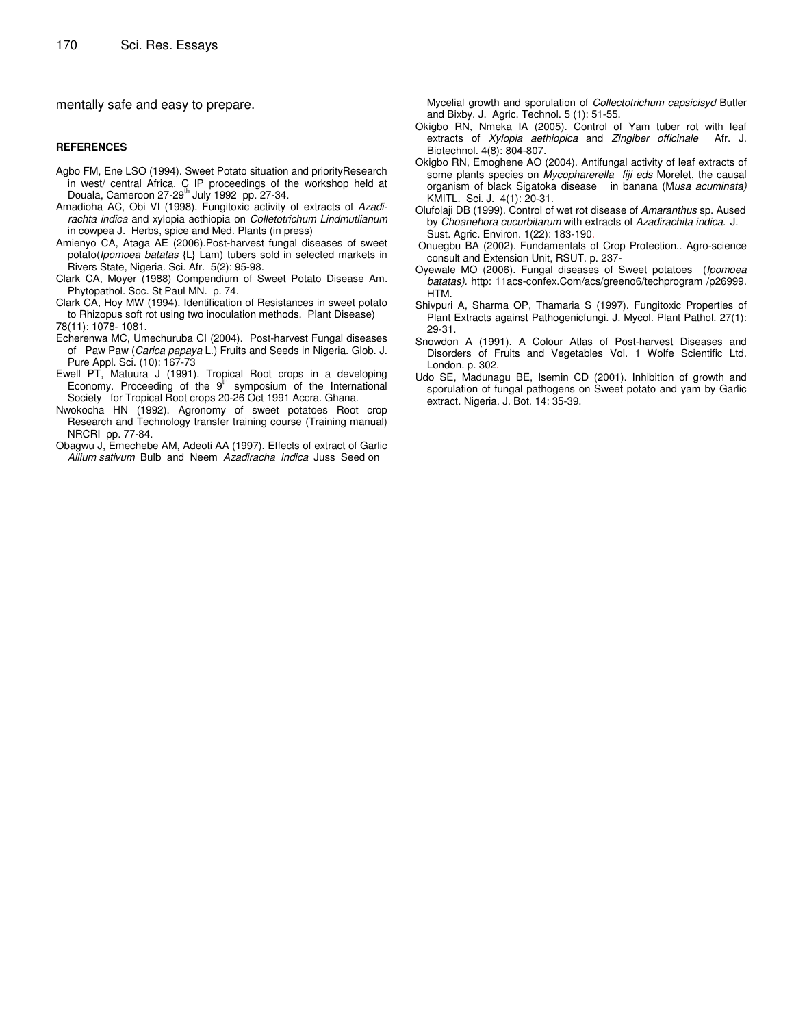mentally safe and easy to prepare.

**REFERENCES**

Agbo FM, Ene LSO (1994). Sweet Potato situation and priorityResearch in west/ central Africa. C IP proceedings of the workshop held at Douala, Cameroon 27-29th July 1992 pp. 27-34.

Amadioha AC, Obi VI (1998). Fungitoxic activity of extracts of *Azadirachta indica* and xylopia acthiopia on *Colletotrichum Lindmutlianum* in cowpea J. Herbs, spice and Med. Plants (in press)

Amienyo CA, Ataga AE (2006).Post-harvest fungal diseases of sweet potato(*Ipomoea batatas* {L} Lam) tubers sold in selected markets in Rivers State, Nigeria. Sci. Afr. 5(2): 95-98.

Clark CA, Moyer (1988) Compendium of Sweet Potato Disease Am. Phytopathol. Soc. St Paul MN. p. 74.

Clark CA, Hoy MW (1994). Identification of Resistances in sweet potato to Rhizopus soft rot using two inoculation methods. Plant Disease) 78(11): 1078- 1081.

Echerenwa MC, Umechuruba CI (2004). Post-harvest Fungal diseases of Paw Paw (*Carica papaya* L.) Fruits and Seeds in Nigeria. Glob. J. Pure Appl. Sci. (10): 167-73

Ewell PT, Matuura J (1991). Tropical Root crops in a developing Economy. Proceeding of the 9th symposium of the International Society for Tropical Root crops 20-26 Oct 1991 Accra. Ghana.

Nwokocha HN (1992). Agronomy of sweet potatoes Root crop Research and Technology transfer training course (Training manual) NRCRI pp. 77-84.

Obagwu J, Emechebe AM, Adeoti AA (1997). Effects of extract of Garlic *Allium sativum* Bulb and Neem *Azadiracha indica* Juss Seed on Mycelial growth and sporulation of *Collectotrichum capsicisyd* Butler and Bixby. J. Agric. Technol. 5 (1): 51-55.

Okigbo RN, Nmeka IA (2005). Control of Yam tuber rot with leaf extracts of *Xylopia aethiopica* and *Zingiber officinale* Afr. J. Biotechnol. 4(8): 804-807.

Okigbo RN, Emoghene AO (2004). Antifungal activity of leaf extracts of some plants species on *Mycopharerella fiji eds* Morelet, the causal organism of black Sigatoka disease in banana (M*usa acuminata)* KMITL. Sci. J. 4(1): 20-31.

Olufolaji DB (1999). Control of wet rot disease of *Amaranthus* sp. Aused by *Choanehora cucurbitarum* with extracts of *Azadirachita indica*. J. Sust. Agric. Environ. 1(22): 183-190.

Onuegbu BA (2002). Fundamentals of Crop Protection.. Agro-science consult and Extension Unit, RSUT. p. 237-

Oyewale MO (2006). Fungal diseases of Sweet potatoes (*Ipomoea batatas)*. http: 11acs-confex.Com/acs/greeno6/techprogram /p26999. HTM.

Shivpuri A, Sharma OP, Thamaria S (1997). Fungitoxic Properties of Plant Extracts against Pathogenicfungi. J. Mycol. Plant Pathol. 27(1): 29-31.

Snowdon A (1991). A Colour Atlas of Post-harvest Diseases and Disorders of Fruits and Vegetables Vol. 1 Wolfe Scientific Ltd. London. p. 302.

Udo SE, Madunagu BE, Isemin CD (2001). Inhibition of growth and sporulation of fungal pathogens on Sweet potato and yam by Garlic extract. Nigeria. J. Bot. 14: 35-39.